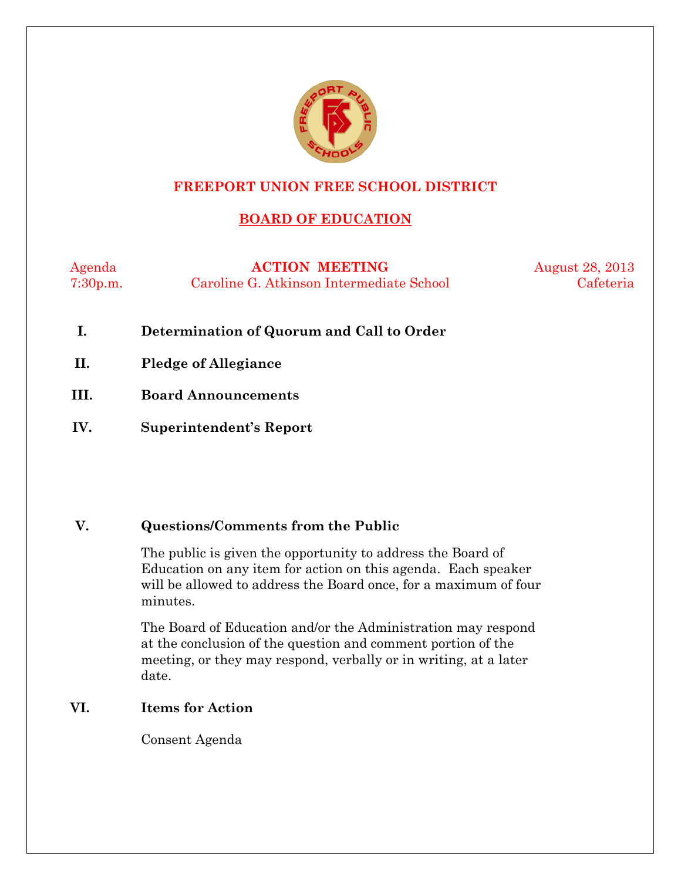# FREEPORT UNION FREE SCHOOL DISTRICT

## BOARD OF EDUCATION

Agenda — **ACTION MEETING** — August 28, 2013

7:30p.m. — Caroline G. Atkinson Intermediate School — Cafeteria

**I. Determination of Quorum and Call to Order**

**II. Pledge of Allegiance**

**III. Board Announcements**

**IV. Superintendent's Report**

**V. Questions/Comments from the Public**

The public is given the opportunity to address the Board of Education on any item for action on this agenda. Each speaker will be allowed to address the Board once, for a maximum of four minutes.

The Board of Education and/or the Administration may respond at the conclusion of the question and comment portion of the meeting, or they may respond, verbally or in writing, at a later date.

**VI. Items for Action**

Consent Agenda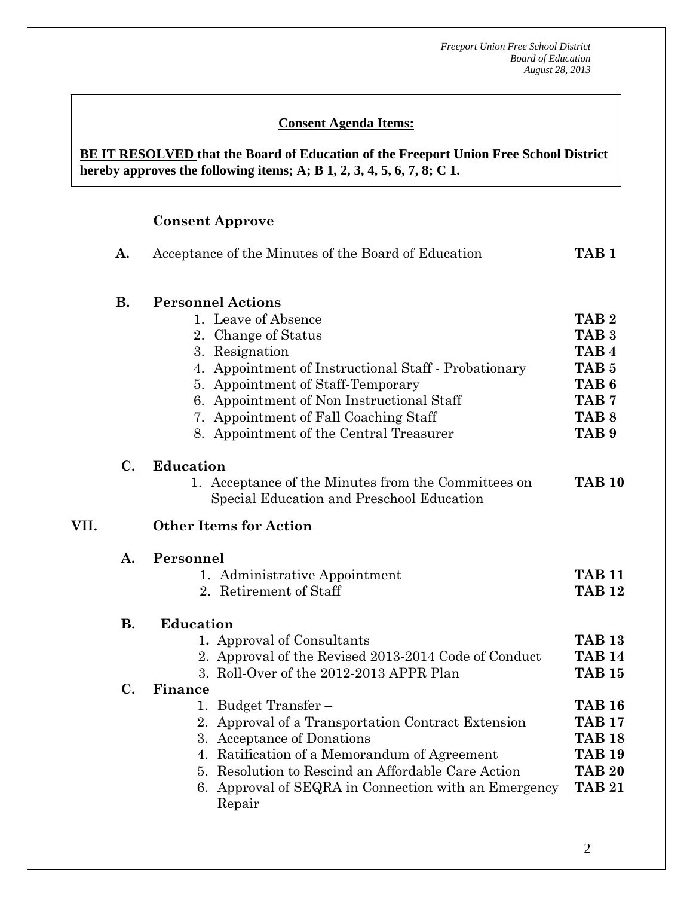**Consent Agenda Items:**

**BE IT RESOLVED that the Board of Education of the Freeport Union Free School District hereby approves the following items; A; B 1, 2, 3, 4, 5, 6, 7, 8; C 1.**

**Consent Approve**

**A.** Acceptance of the Minutes of the Board of Education **TAB 1**

**B. Personnel Actions**

1. Leave of Absence **TAB 2**
2. Change of Status **TAB 3**
3. Resignation **TAB 4**
4. Appointment of Instructional Staff - Probationary **TAB 5**
5. Appointment of Staff-Temporary **TAB 6**
6. Appointment of Non Instructional Staff **TAB 7**
7. Appointment of Fall Coaching Staff **TAB 8**
8. Appointment of the Central Treasurer **TAB 9**

**C. Education**

1. Acceptance of the Minutes from the Committees on Special Education and Preschool Education **TAB 10**

## VII. Other Items for Action

**A. Personnel**

1. Administrative Appointment **TAB 11**
2. Retirement of Staff **TAB 12**

**B. Education**

1. Approval of Consultants **TAB 13**
2. Approval of the Revised 2013-2014 Code of Conduct **TAB 14**
3. Roll-Over of the 2012-2013 APPR Plan **TAB 15**

**C. Finance**

1. Budget Transfer – **TAB 16**
2. Approval of a Transportation Contract Extension **TAB 17**
3. Acceptance of Donations **TAB 18**
4. Ratification of a Memorandum of Agreement **TAB 19**
5. Resolution to Rescind an Affordable Care Action **TAB 20**
6. Approval of SEQRA in Connection with an Emergency Repair **TAB 21**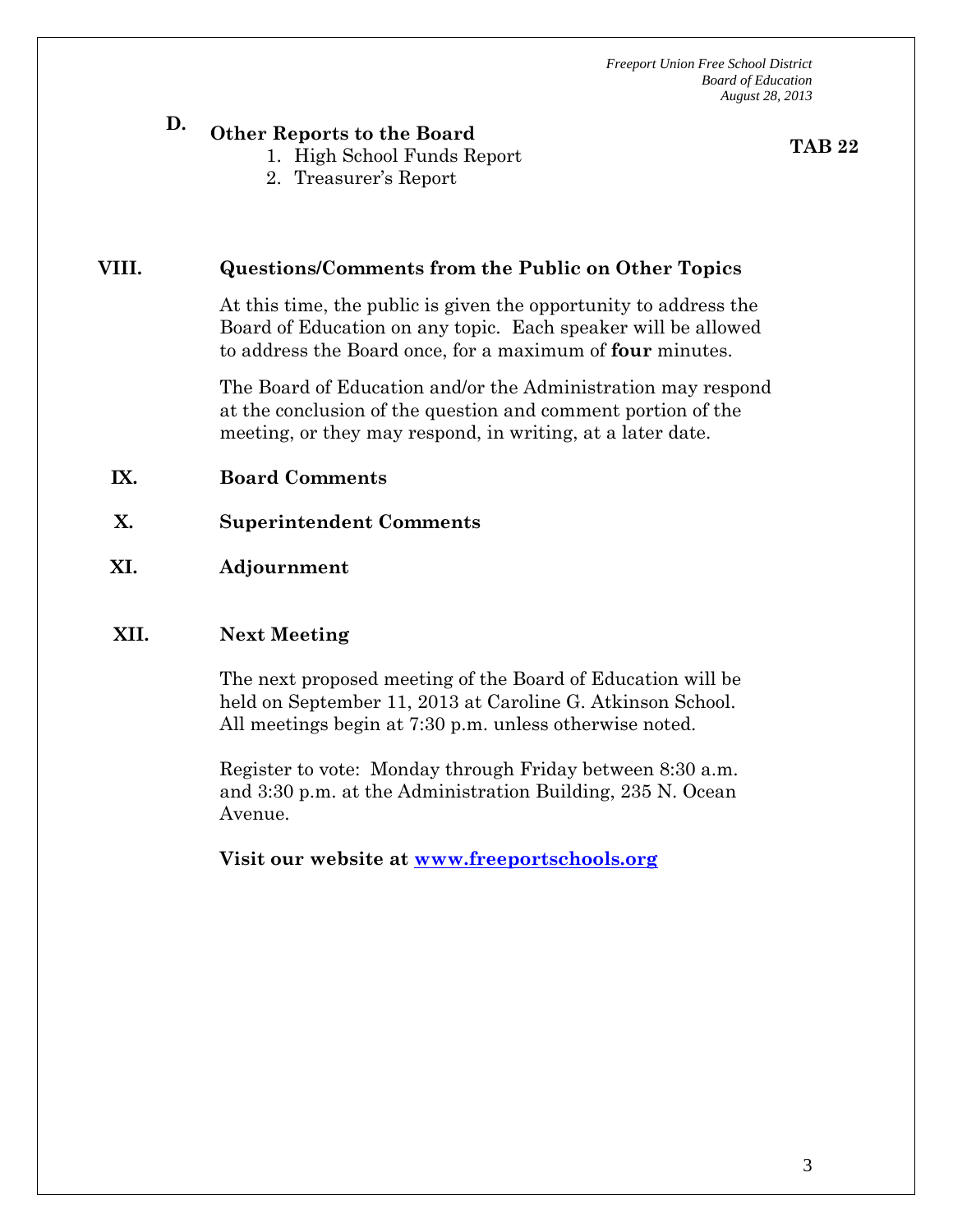**D. Other Reports to the Board** **TAB 22**

1. High School Funds Report
2. Treasurer's Report

## VIII. Questions/Comments from the Public on Other Topics

At this time, the public is given the opportunity to address the Board of Education on any topic. Each speaker will be allowed to address the Board once, for a maximum of **four** minutes.

The Board of Education and/or the Administration may respond at the conclusion of the question and comment portion of the meeting, or they may respond, in writing, at a later date.

## IX. Board Comments

## X. Superintendent Comments

## XI. Adjournment

## XII. Next Meeting

The next proposed meeting of the Board of Education will be held on September 11, 2013 at Caroline G. Atkinson School. All meetings begin at 7:30 p.m. unless otherwise noted.

Register to vote: Monday through Friday between 8:30 a.m. and 3:30 p.m. at the Administration Building, 235 N. Ocean Avenue.

**Visit our website at [www.freeportschools.org](http://www.freeportschools.org)**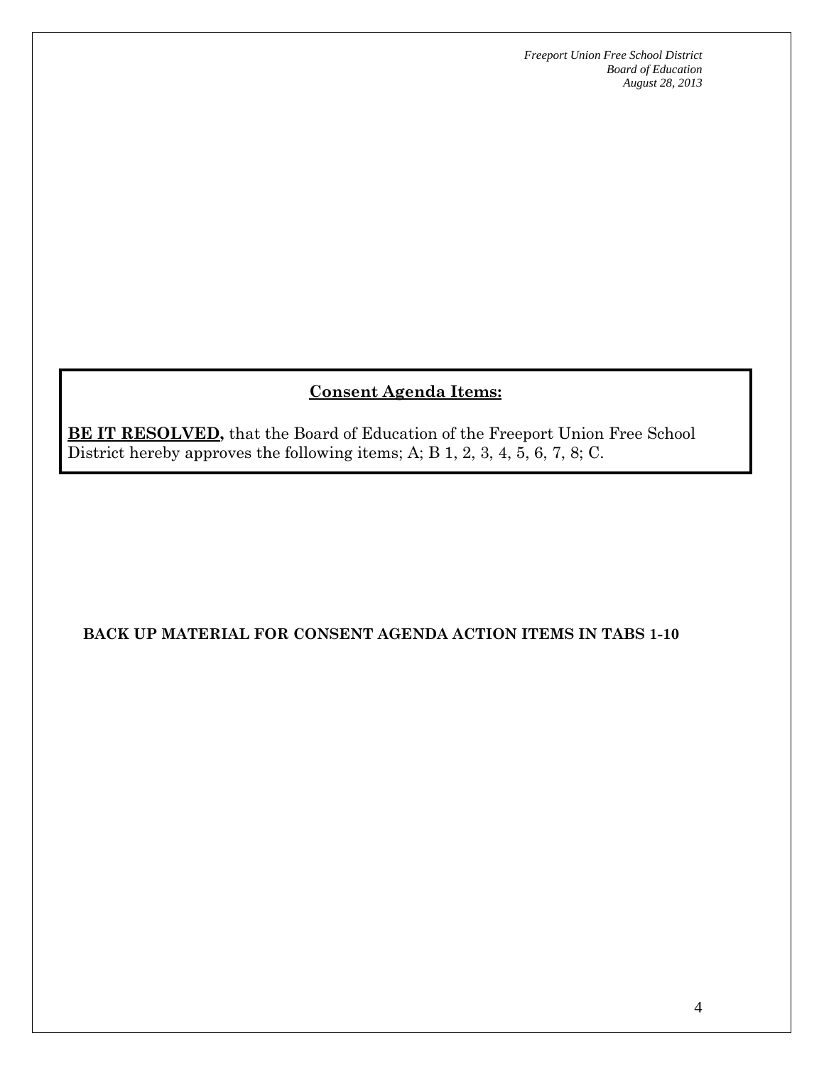## Consent Agenda Items:

**BE IT RESOLVED,** that the Board of Education of the Freeport Union Free School District hereby approves the following items; A; B 1, 2, 3, 4, 5, 6, 7, 8; C.

**BACK UP MATERIAL FOR CONSENT AGENDA ACTION ITEMS IN TABS 1-10**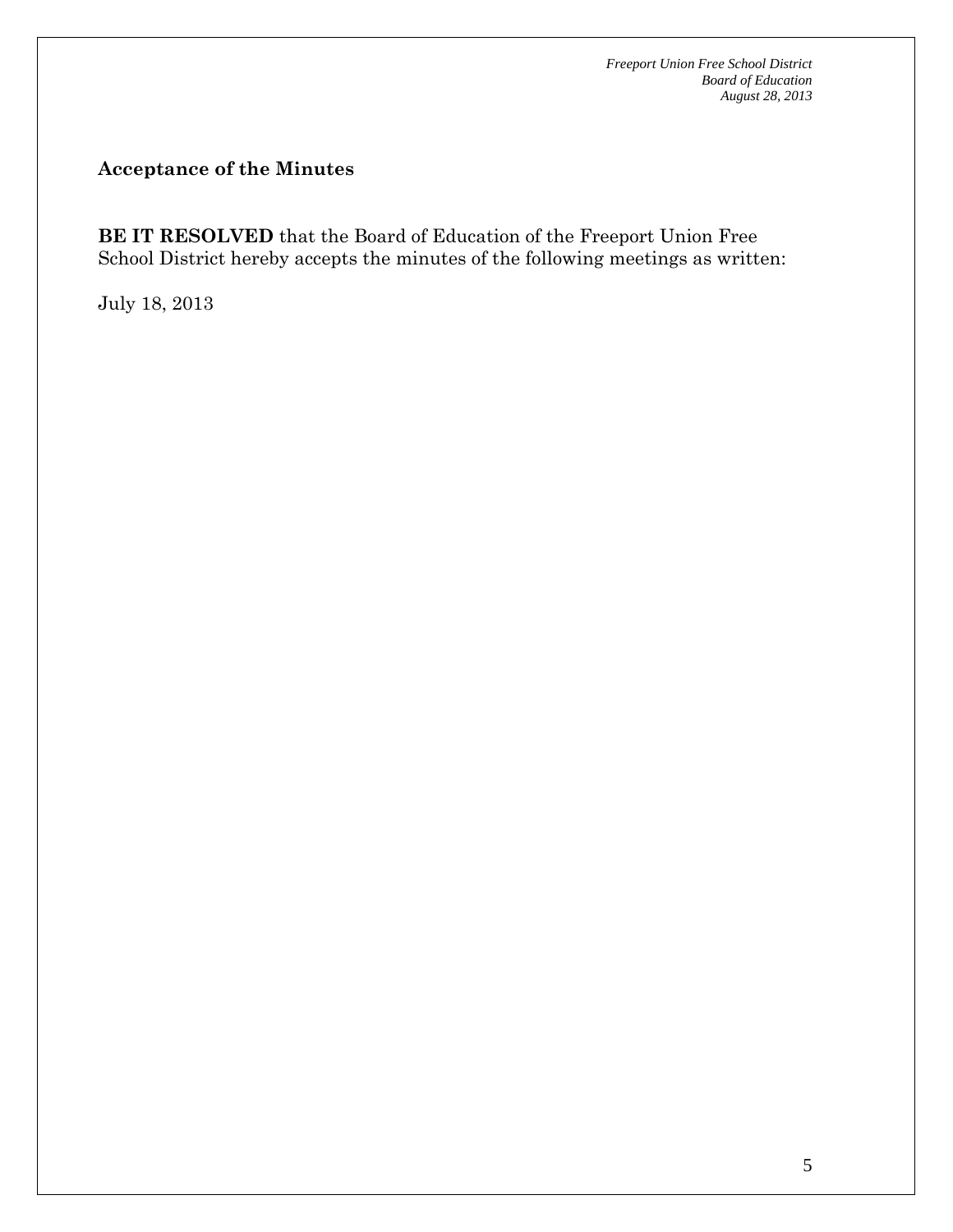**Acceptance of the Minutes**

**BE IT RESOLVED** that the Board of Education of the Freeport Union Free School District hereby accepts the minutes of the following meetings as written:

July 18, 2013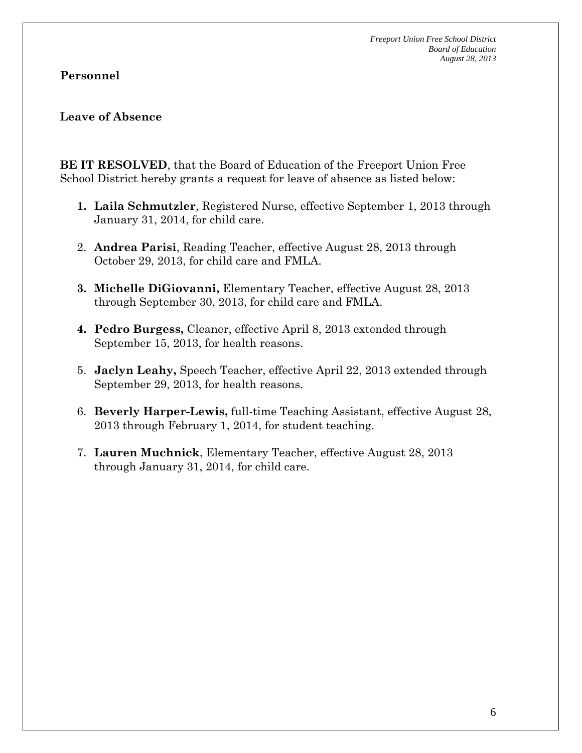## Personnel

### Leave of Absence

**BE IT RESOLVED**, that the Board of Education of the Freeport Union Free School District hereby grants a request for leave of absence as listed below:

1. **Laila Schmutzler**, Registered Nurse, effective September 1, 2013 through January 31, 2014, for child care.

2. **Andrea Parisi**, Reading Teacher, effective August 28, 2013 through October 29, 2013, for child care and FMLA.

3. **Michelle DiGiovanni,** Elementary Teacher, effective August 28, 2013 through September 30, 2013, for child care and FMLA.

4. **Pedro Burgess,** Cleaner, effective April 8, 2013 extended through September 15, 2013, for health reasons.

5. **Jaclyn Leahy,** Speech Teacher, effective April 22, 2013 extended through September 29, 2013, for health reasons.

6. **Beverly Harper-Lewis,** full-time Teaching Assistant, effective August 28, 2013 through February 1, 2014, for student teaching.

7. **Lauren Muchnick**, Elementary Teacher, effective August 28, 2013 through January 31, 2014, for child care.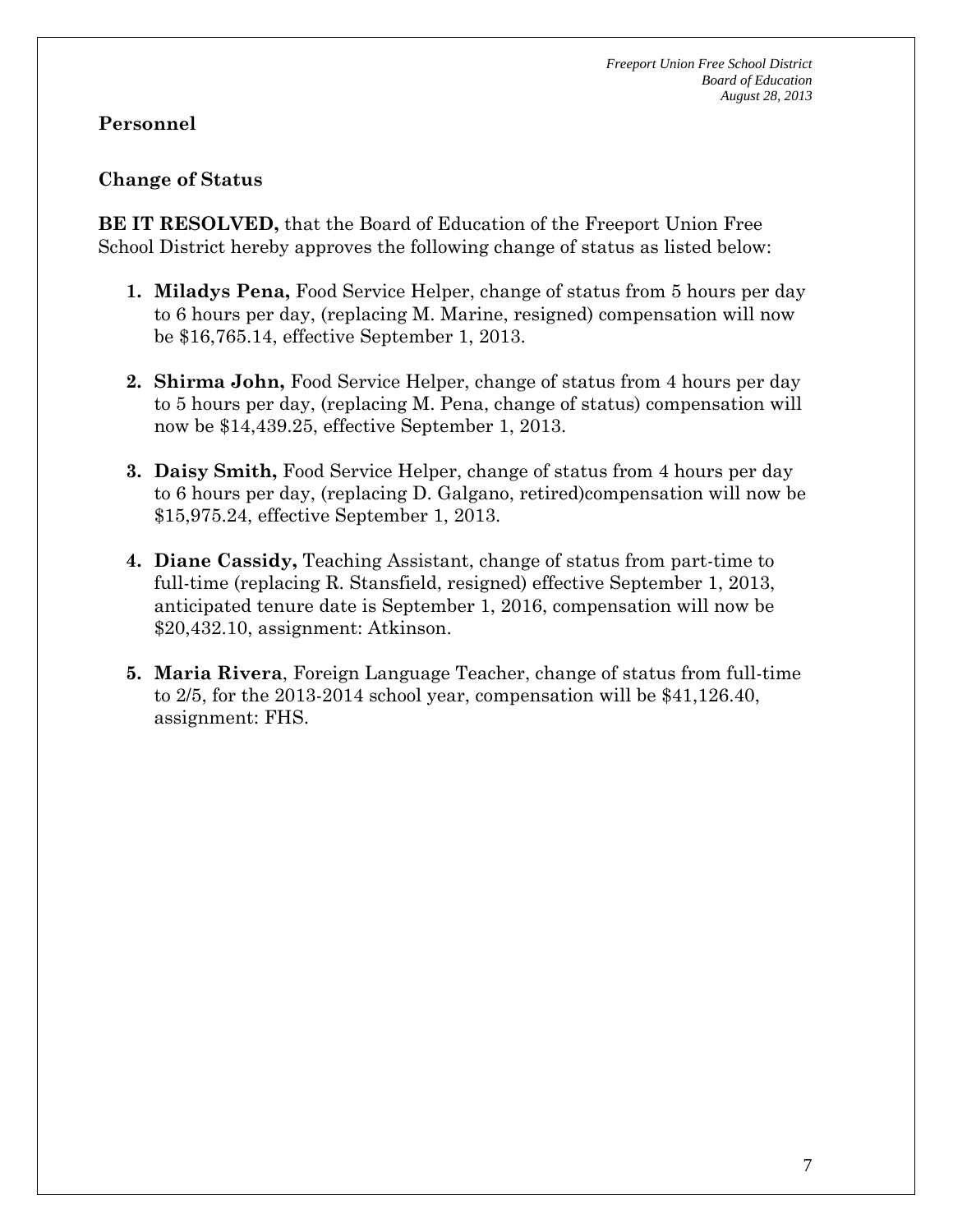## Personnel

### Change of Status

**BE IT RESOLVED,** that the Board of Education of the Freeport Union Free School District hereby approves the following change of status as listed below:

1. **Miladys Pena,** Food Service Helper, change of status from 5 hours per day to 6 hours per day, (replacing M. Marine, resigned) compensation will now be $16,765.14, effective September 1, 2013.

2. **Shirma John,** Food Service Helper, change of status from 4 hours per day to 5 hours per day, (replacing M. Pena, change of status) compensation will now be $14,439.25, effective September 1, 2013.

3. **Daisy Smith,** Food Service Helper, change of status from 4 hours per day to 6 hours per day, (replacing D. Galgano, retired)compensation will now be $15,975.24, effective September 1, 2013.

4. **Diane Cassidy,** Teaching Assistant, change of status from part-time to full-time (replacing R. Stansfield, resigned) effective September 1, 2013, anticipated tenure date is September 1, 2016, compensation will now be $20,432.10, assignment: Atkinson.

5. **Maria Rivera**, Foreign Language Teacher, change of status from full-time to 2/5, for the 2013-2014 school year, compensation will be $41,126.40, assignment: FHS.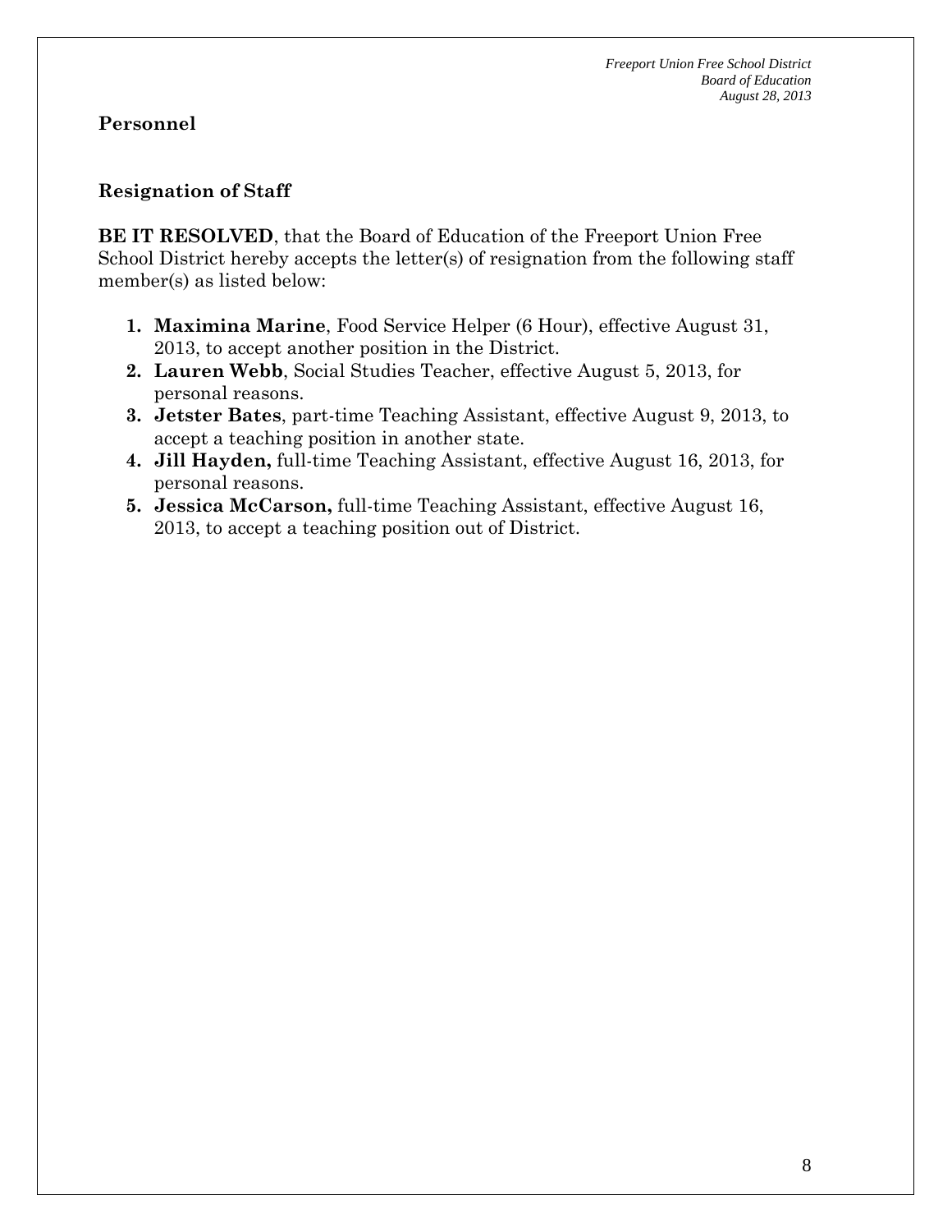## Personnel

### Resignation of Staff

**BE IT RESOLVED**, that the Board of Education of the Freeport Union Free School District hereby accepts the letter(s) of resignation from the following staff member(s) as listed below:

1. **Maximina Marine**, Food Service Helper (6 Hour), effective August 31, 2013, to accept another position in the District.
2. **Lauren Webb**, Social Studies Teacher, effective August 5, 2013, for personal reasons.
3. **Jetster Bates**, part-time Teaching Assistant, effective August 9, 2013, to accept a teaching position in another state.
4. **Jill Hayden,** full-time Teaching Assistant, effective August 16, 2013, for personal reasons.
5. **Jessica McCarson,** full-time Teaching Assistant, effective August 16, 2013, to accept a teaching position out of District.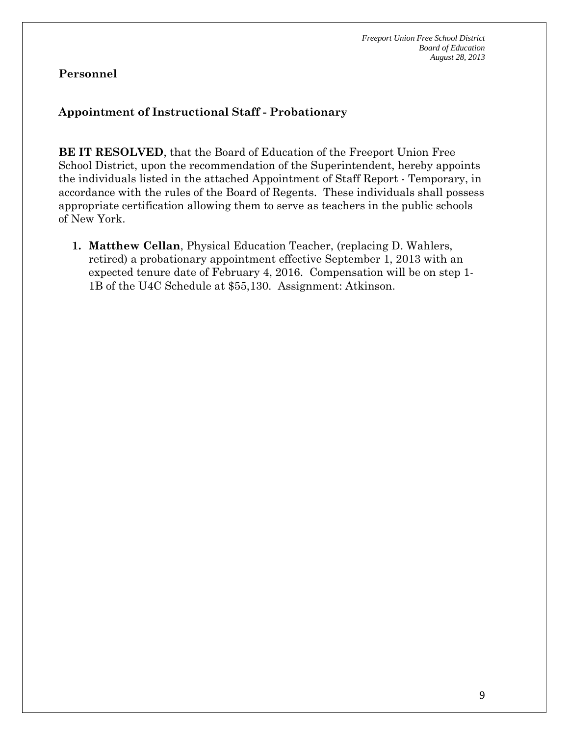**Personnel**

**Appointment of Instructional Staff - Probationary**

**BE IT RESOLVED**, that the Board of Education of the Freeport Union Free School District, upon the recommendation of the Superintendent, hereby appoints the individuals listed in the attached Appointment of Staff Report - Temporary, in accordance with the rules of the Board of Regents. These individuals shall possess appropriate certification allowing them to serve as teachers in the public schools of New York.

1. **Matthew Cellan**, Physical Education Teacher, (replacing D. Wahlers, retired) a probationary appointment effective September 1, 2013 with an expected tenure date of February 4, 2016. Compensation will be on step 1-1B of the U4C Schedule at $55,130. Assignment: Atkinson.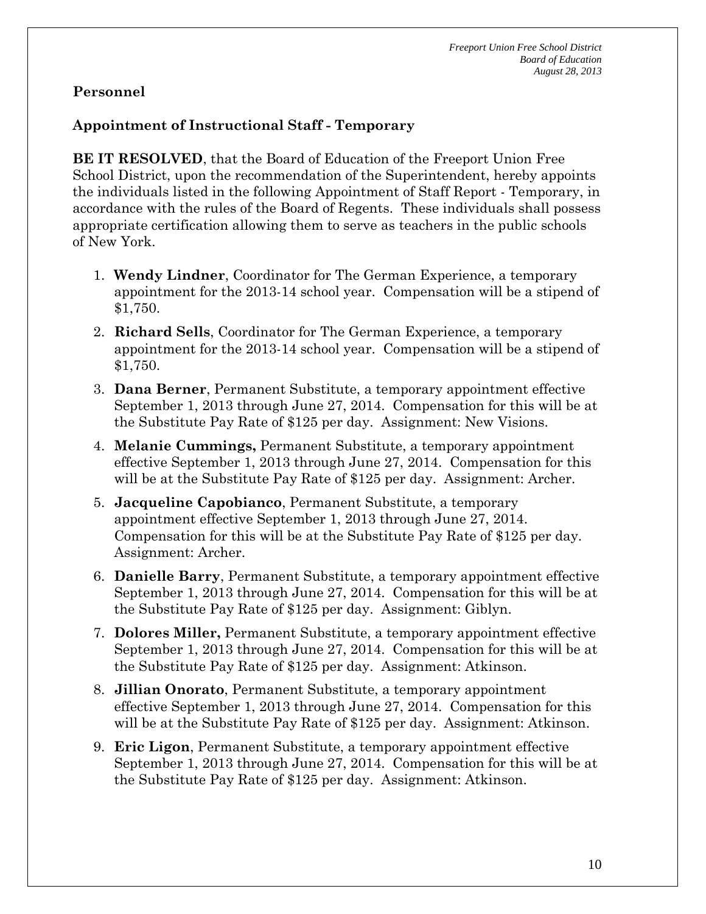**Personnel**

**Appointment of Instructional Staff - Temporary**

**BE IT RESOLVED**, that the Board of Education of the Freeport Union Free School District, upon the recommendation of the Superintendent, hereby appoints the individuals listed in the following Appointment of Staff Report - Temporary, in accordance with the rules of the Board of Regents. These individuals shall possess appropriate certification allowing them to serve as teachers in the public schools of New York.

1. **Wendy Lindner**, Coordinator for The German Experience, a temporary appointment for the 2013-14 school year. Compensation will be a stipend of $1,750.
2. **Richard Sells**, Coordinator for The German Experience, a temporary appointment for the 2013-14 school year. Compensation will be a stipend of $1,750.
3. **Dana Berner**, Permanent Substitute, a temporary appointment effective September 1, 2013 through June 27, 2014. Compensation for this will be at the Substitute Pay Rate of $125 per day. Assignment: New Visions.
4. **Melanie Cummings,** Permanent Substitute, a temporary appointment effective September 1, 2013 through June 27, 2014. Compensation for this will be at the Substitute Pay Rate of $125 per day. Assignment: Archer.
5. **Jacqueline Capobianco**, Permanent Substitute, a temporary appointment effective September 1, 2013 through June 27, 2014. Compensation for this will be at the Substitute Pay Rate of $125 per day. Assignment: Archer.
6. **Danielle Barry**, Permanent Substitute, a temporary appointment effective September 1, 2013 through June 27, 2014. Compensation for this will be at the Substitute Pay Rate of $125 per day. Assignment: Giblyn.
7. **Dolores Miller,** Permanent Substitute, a temporary appointment effective September 1, 2013 through June 27, 2014. Compensation for this will be at the Substitute Pay Rate of $125 per day. Assignment: Atkinson.
8. **Jillian Onorato**, Permanent Substitute, a temporary appointment effective September 1, 2013 through June 27, 2014. Compensation for this will be at the Substitute Pay Rate of $125 per day. Assignment: Atkinson.
9. **Eric Ligon**, Permanent Substitute, a temporary appointment effective September 1, 2013 through June 27, 2014. Compensation for this will be at the Substitute Pay Rate of $125 per day. Assignment: Atkinson.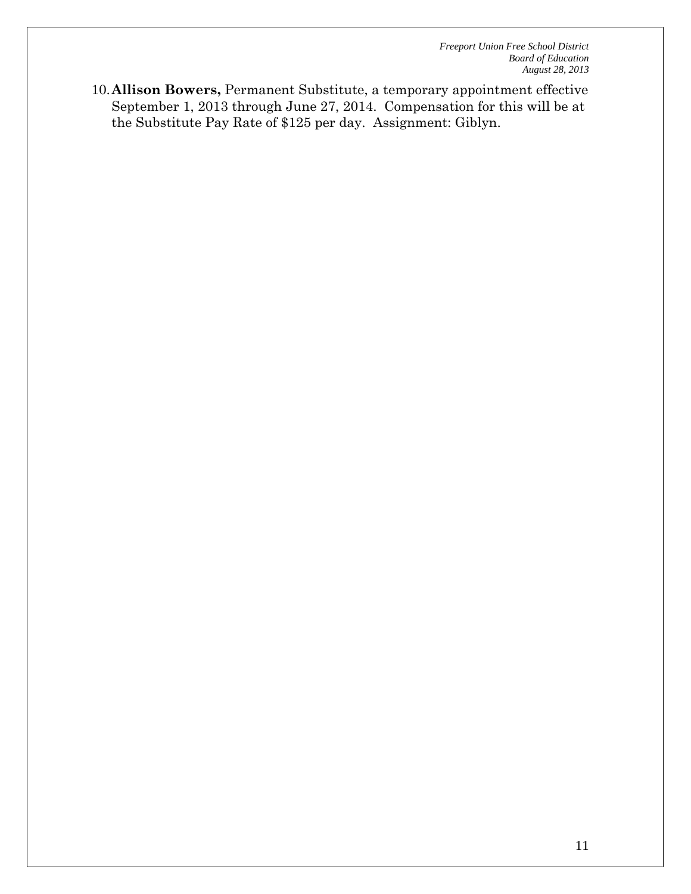10. **Allison Bowers,** Permanent Substitute, a temporary appointment effective September 1, 2013 through June 27, 2014. Compensation for this will be at the Substitute Pay Rate of $125 per day. Assignment: Giblyn.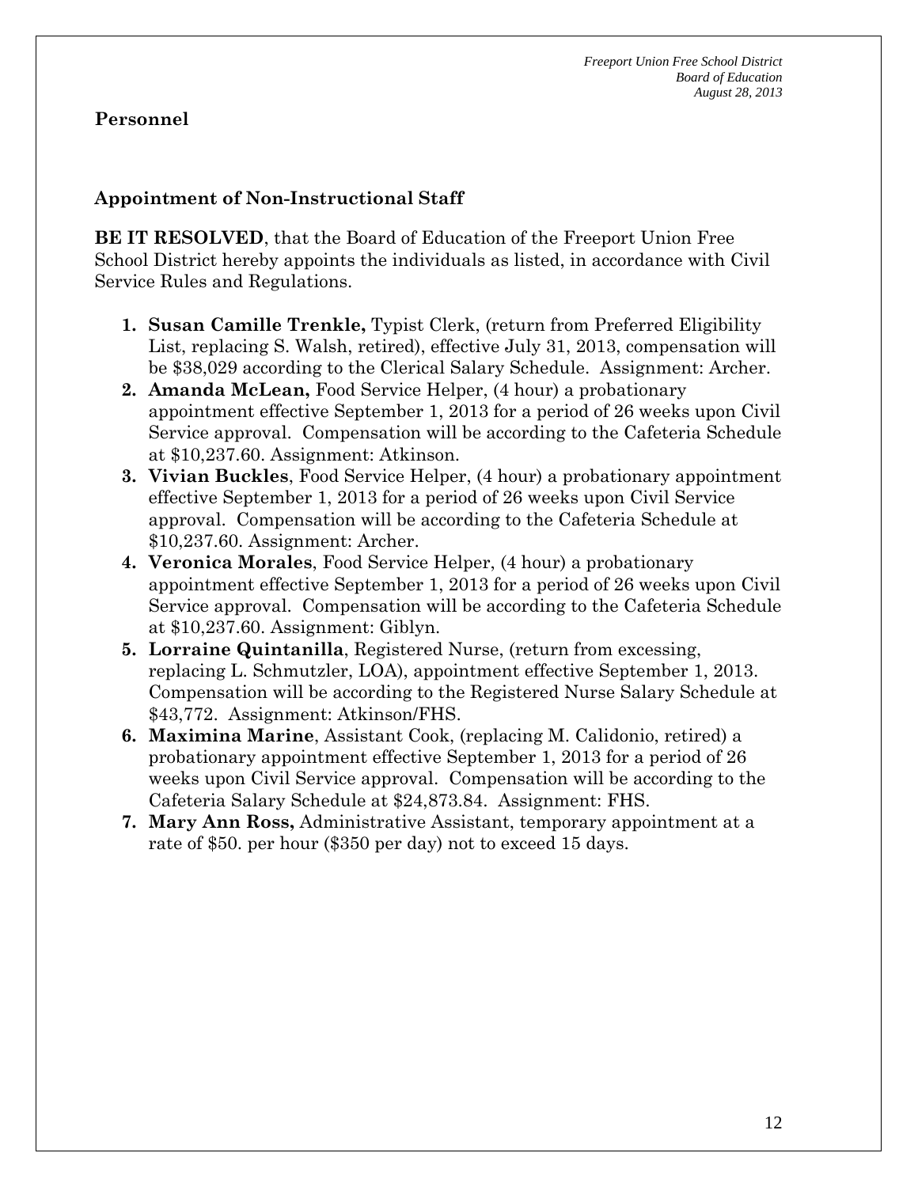## Personnel

### Appointment of Non-Instructional Staff

**BE IT RESOLVED**, that the Board of Education of the Freeport Union Free School District hereby appoints the individuals as listed, in accordance with Civil Service Rules and Regulations.

1. **Susan Camille Trenkle,** Typist Clerk, (return from Preferred Eligibility List, replacing S. Walsh, retired), effective July 31, 2013, compensation will be $38,029 according to the Clerical Salary Schedule. Assignment: Archer.
2. **Amanda McLean,** Food Service Helper, (4 hour) a probationary appointment effective September 1, 2013 for a period of 26 weeks upon Civil Service approval. Compensation will be according to the Cafeteria Schedule at $10,237.60. Assignment: Atkinson.
3. **Vivian Buckles**, Food Service Helper, (4 hour) a probationary appointment effective September 1, 2013 for a period of 26 weeks upon Civil Service approval. Compensation will be according to the Cafeteria Schedule at $10,237.60. Assignment: Archer.
4. **Veronica Morales**, Food Service Helper, (4 hour) a probationary appointment effective September 1, 2013 for a period of 26 weeks upon Civil Service approval. Compensation will be according to the Cafeteria Schedule at $10,237.60. Assignment: Giblyn.
5. **Lorraine Quintanilla**, Registered Nurse, (return from excessing, replacing L. Schmutzler, LOA), appointment effective September 1, 2013. Compensation will be according to the Registered Nurse Salary Schedule at $43,772. Assignment: Atkinson/FHS.
6. **Maximina Marine**, Assistant Cook, (replacing M. Calidonio, retired) a probationary appointment effective September 1, 2013 for a period of 26 weeks upon Civil Service approval. Compensation will be according to the Cafeteria Salary Schedule at $24,873.84. Assignment: FHS.
7. **Mary Ann Ross,** Administrative Assistant, temporary appointment at a rate of $50. per hour ($350 per day) not to exceed 15 days.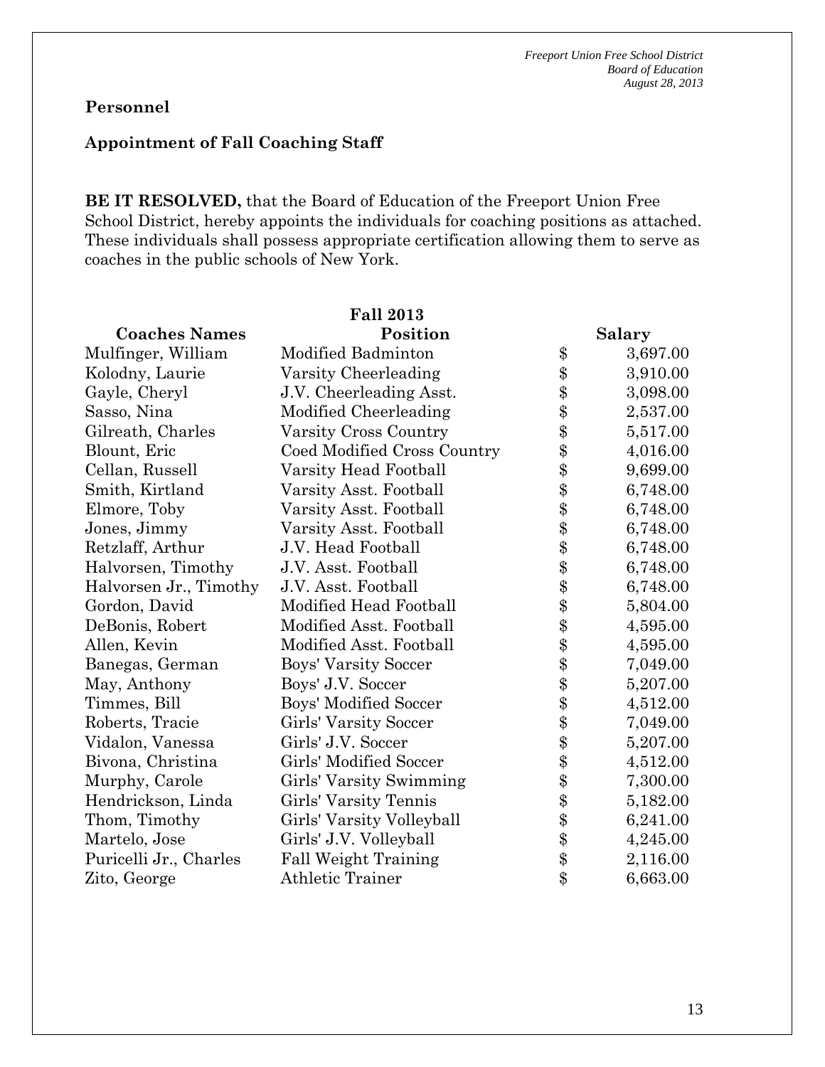## Personnel

### Appointment of Fall Coaching Staff

**BE IT RESOLVED,** that the Board of Education of the Freeport Union Free School District, hereby appoints the individuals for coaching positions as attached. These individuals shall possess appropriate certification allowing them to serve as coaches in the public schools of New York.

**Fall 2013**

| Coaches Names | Position | Salary |
|---|---|---|
| Mulfinger, William | Modified Badminton | $ 3,697.00 |
| Kolodny, Laurie | Varsity Cheerleading | $ 3,910.00 |
| Gayle, Cheryl | J.V. Cheerleading Asst. | $ 3,098.00 |
| Sasso, Nina | Modified Cheerleading | $ 2,537.00 |
| Gilreath, Charles | Varsity Cross Country | $ 5,517.00 |
| Blount, Eric | Coed Modified Cross Country | $ 4,016.00 |
| Cellan, Russell | Varsity Head Football | $ 9,699.00 |
| Smith, Kirtland | Varsity Asst. Football | $ 6,748.00 |
| Elmore, Toby | Varsity Asst. Football | $ 6,748.00 |
| Jones, Jimmy | Varsity Asst. Football | $ 6,748.00 |
| Retzlaff, Arthur | J.V. Head Football | $ 6,748.00 |
| Halvorsen, Timothy | J.V. Asst. Football | $ 6,748.00 |
| Halvorsen Jr., Timothy | J.V. Asst. Football | $ 6,748.00 |
| Gordon, David | Modified Head Football | $ 5,804.00 |
| DeBonis, Robert | Modified Asst. Football | $ 4,595.00 |
| Allen, Kevin | Modified Asst. Football | $ 4,595.00 |
| Banegas, German | Boys' Varsity Soccer | $ 7,049.00 |
| May, Anthony | Boys' J.V. Soccer | $ 5,207.00 |
| Timmes, Bill | Boys' Modified Soccer | $ 4,512.00 |
| Roberts, Tracie | Girls' Varsity Soccer | $ 7,049.00 |
| Vidalon, Vanessa | Girls' J.V. Soccer | $ 5,207.00 |
| Bivona, Christina | Girls' Modified Soccer | $ 4,512.00 |
| Murphy, Carole | Girls' Varsity Swimming | $ 7,300.00 |
| Hendrickson, Linda | Girls' Varsity Tennis | $ 5,182.00 |
| Thom, Timothy | Girls' Varsity Volleyball | $ 6,241.00 |
| Martelo, Jose | Girls' J.V. Volleyball | $ 4,245.00 |
| Puricelli Jr., Charles | Fall Weight Training | $ 2,116.00 |
| Zito, George | Athletic Trainer | $ 6,663.00 |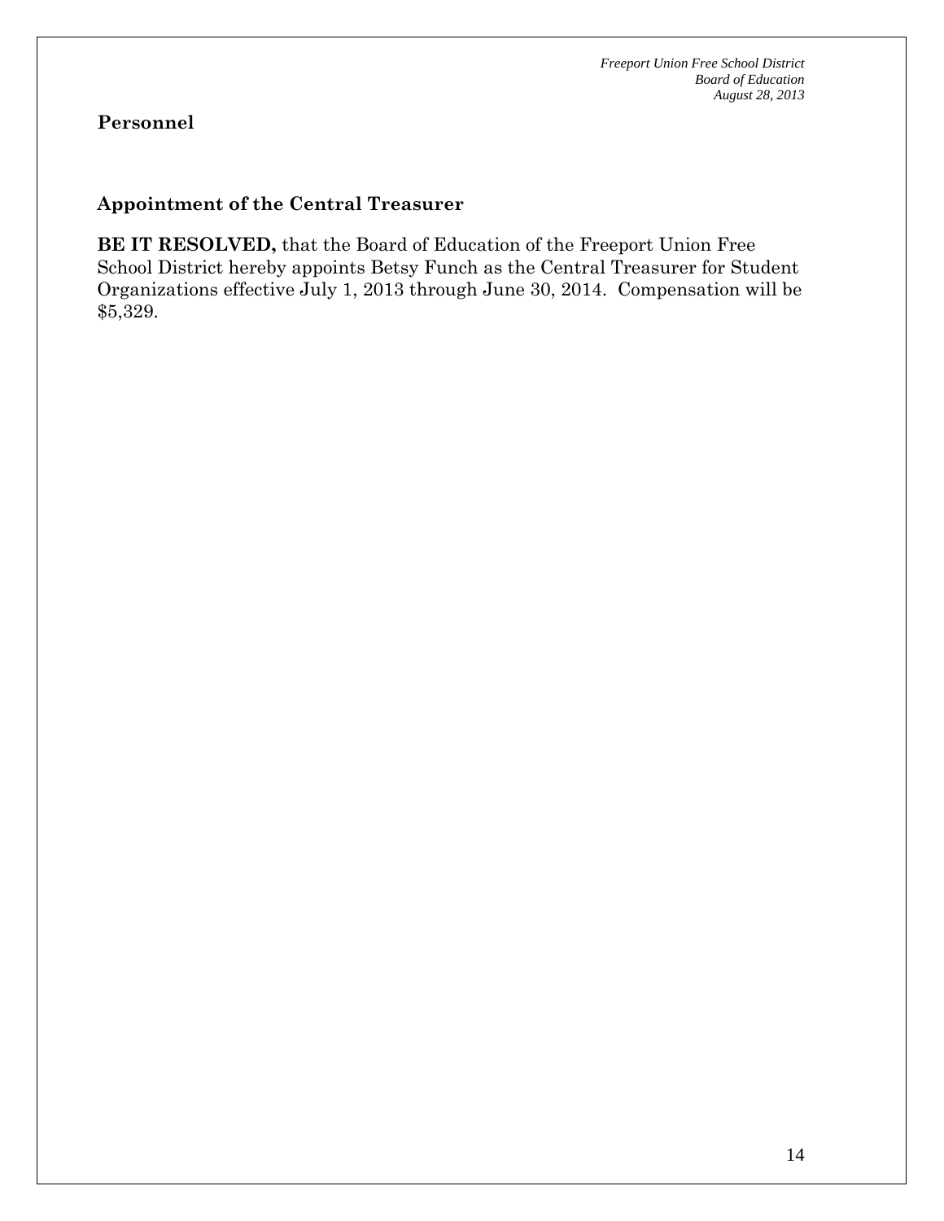**Personnel**

## Appointment of the Central Treasurer

**BE IT RESOLVED,** that the Board of Education of the Freeport Union Free School District hereby appoints Betsy Funch as the Central Treasurer for Student Organizations effective July 1, 2013 through June 30, 2014. Compensation will be $5,329.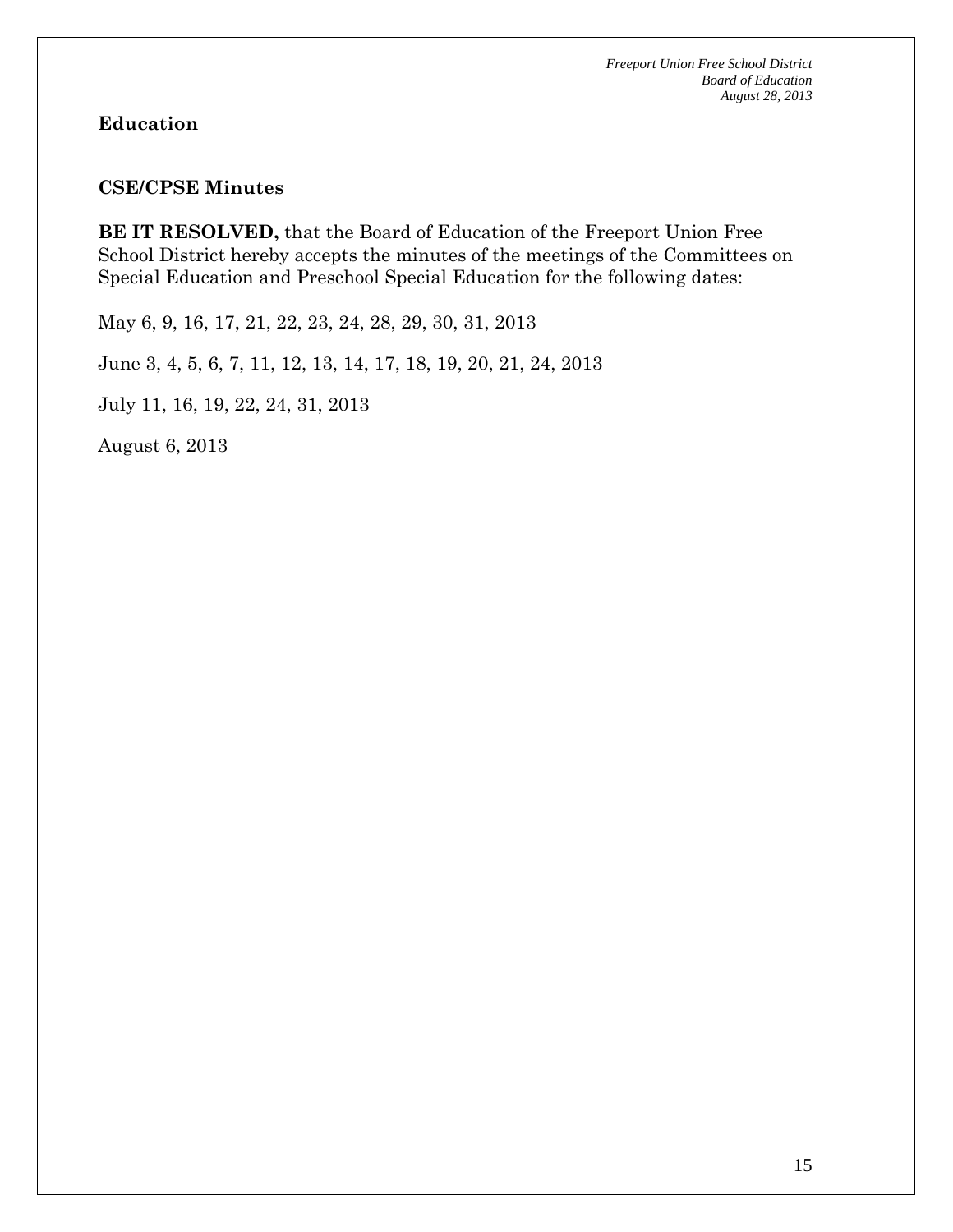**Education**

**CSE/CPSE Minutes**

**BE IT RESOLVED,** that the Board of Education of the Freeport Union Free School District hereby accepts the minutes of the meetings of the Committees on Special Education and Preschool Special Education for the following dates:

May 6, 9, 16, 17, 21, 22, 23, 24, 28, 29, 30, 31, 2013

June 3, 4, 5, 6, 7, 11, 12, 13, 14, 17, 18, 19, 20, 21, 24, 2013

July 11, 16, 19, 22, 24, 31, 2013

August 6, 2013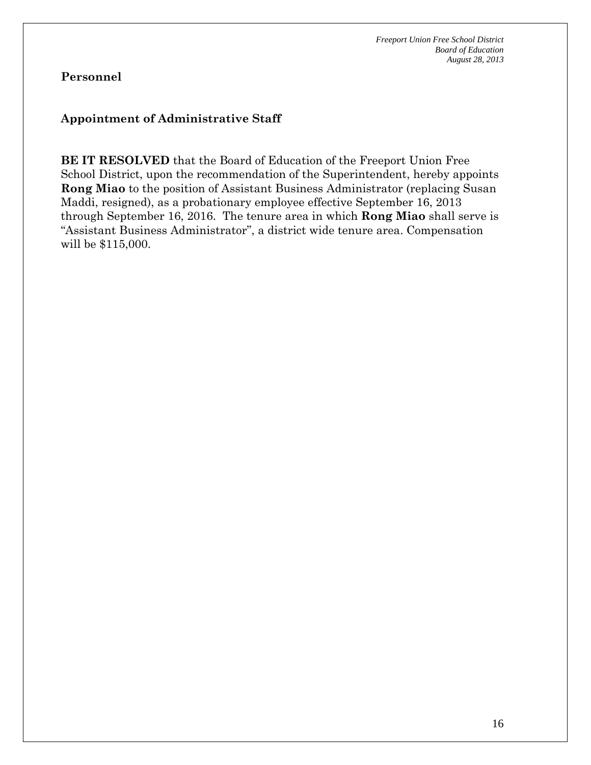## Personnel

### Appointment of Administrative Staff

**BE IT RESOLVED** that the Board of Education of the Freeport Union Free School District, upon the recommendation of the Superintendent, hereby appoints **Rong Miao** to the position of Assistant Business Administrator (replacing Susan Maddi, resigned), as a probationary employee effective September 16, 2013 through September 16, 2016. The tenure area in which **Rong Miao** shall serve is "Assistant Business Administrator", a district wide tenure area. Compensation will be $115,000.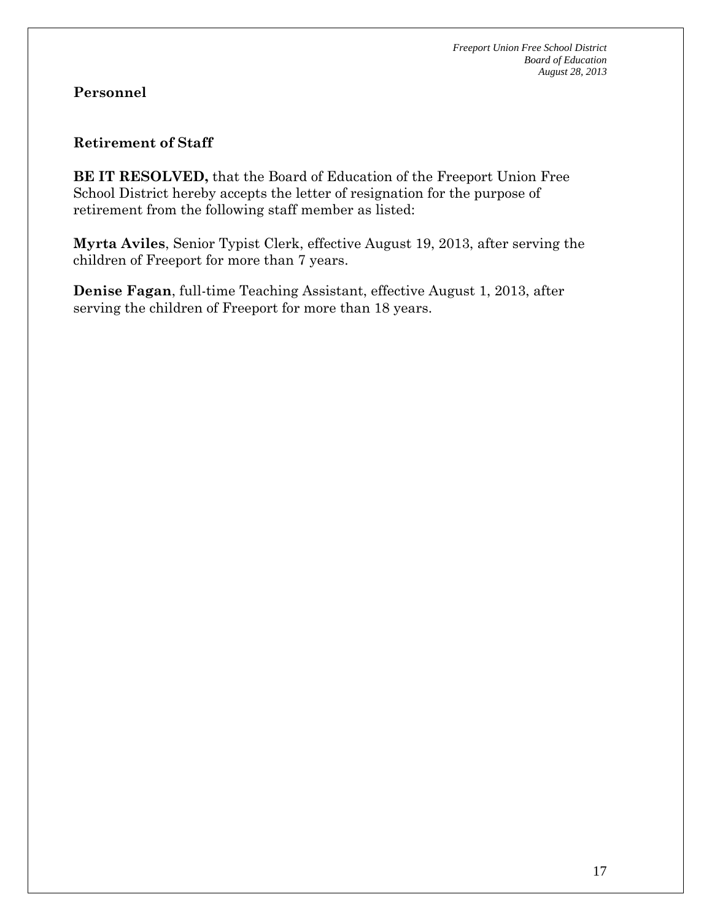## Personnel

### Retirement of Staff

**BE IT RESOLVED,** that the Board of Education of the Freeport Union Free School District hereby accepts the letter of resignation for the purpose of retirement from the following staff member as listed:

**Myrta Aviles**, Senior Typist Clerk, effective August 19, 2013, after serving the children of Freeport for more than 7 years.

**Denise Fagan**, full-time Teaching Assistant, effective August 1, 2013, after serving the children of Freeport for more than 18 years.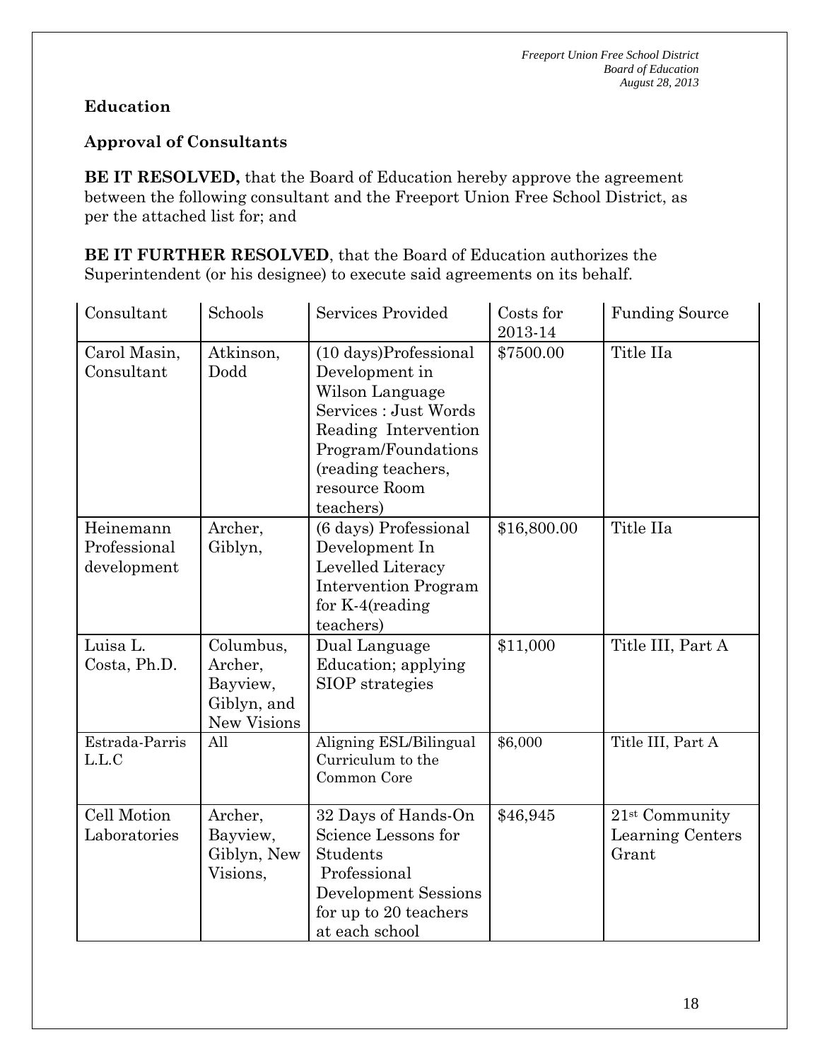## Education

### Approval of Consultants

**BE IT RESOLVED,** that the Board of Education hereby approve the agreement between the following consultant and the Freeport Union Free School District, as per the attached list for; and

**BE IT FURTHER RESOLVED**, that the Board of Education authorizes the Superintendent (or his designee) to execute said agreements on its behalf.

| Consultant | Schools | Services Provided | Costs for 2013-14 | Funding Source |
|---|---|---|---|---|
| Carol Masin, Consultant | Atkinson, Dodd | (10 days)Professional Development in Wilson Language Services : Just Words Reading Intervention Program/Foundations (reading teachers, resource Room teachers) | $7500.00 | Title IIa |
| Heinemann Professional development | Archer, Giblyn, | (6 days) Professional Development In Levelled Literacy Intervention Program for K-4(reading teachers) | $16,800.00 | Title IIa |
| Luisa L. Costa, Ph.D. | Columbus, Archer, Bayview, Giblyn, and New Visions | Dual Language Education; applying SIOP strategies | $11,000 | Title III, Part A |
| Estrada-Parris L.L.C | All | Aligning ESL/Bilingual Curriculum to the Common Core | $6,000 | Title III, Part A |
| Cell Motion Laboratories | Archer, Bayview, Giblyn, New Visions, | 32 Days of Hands-On Science Lessons for Students Professional Development Sessions for up to 20 teachers at each school | $46,945 | 21st Community Learning Centers Grant |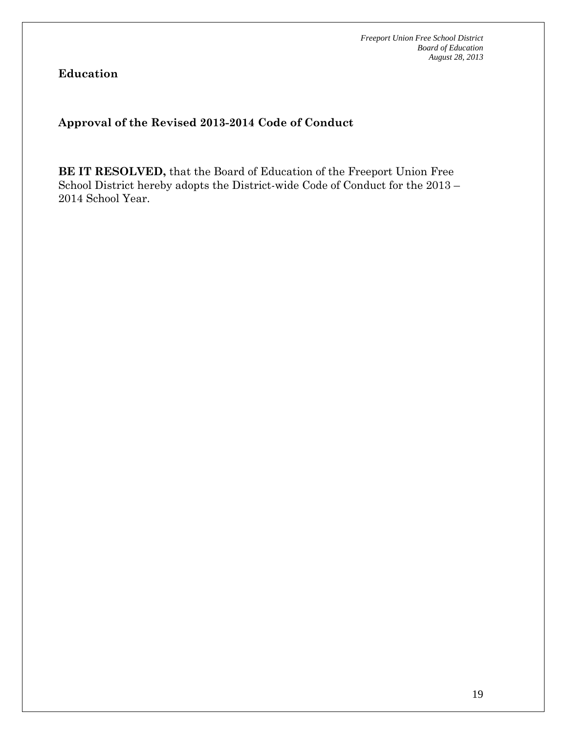**Education**

## Approval of the Revised 2013-2014 Code of Conduct

**BE IT RESOLVED,** that the Board of Education of the Freeport Union Free School District hereby adopts the District-wide Code of Conduct for the 2013 – 2014 School Year.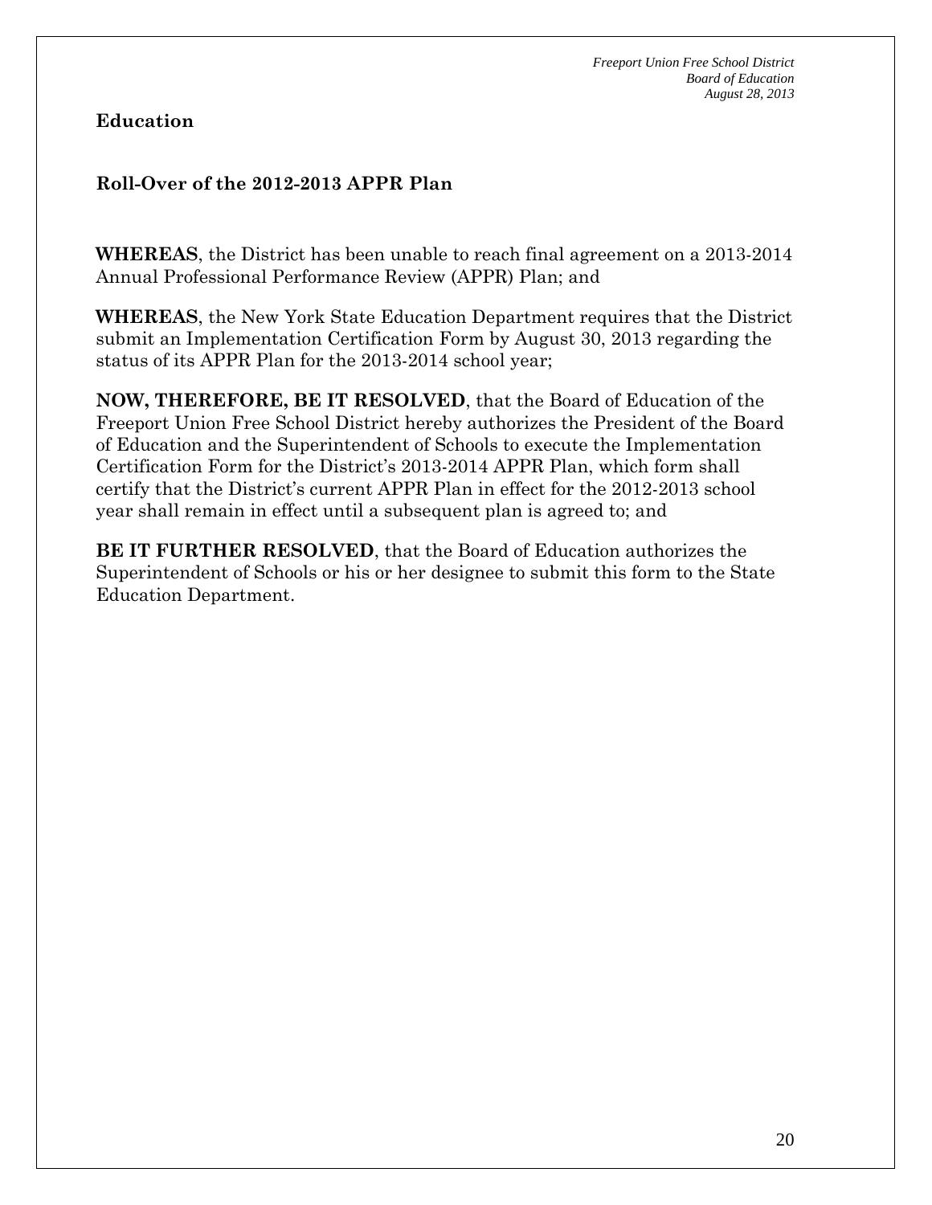## Education

### Roll-Over of the 2012-2013 APPR Plan

**WHEREAS**, the District has been unable to reach final agreement on a 2013-2014 Annual Professional Performance Review (APPR) Plan; and

**WHEREAS**, the New York State Education Department requires that the District submit an Implementation Certification Form by August 30, 2013 regarding the status of its APPR Plan for the 2013-2014 school year;

**NOW, THEREFORE, BE IT RESOLVED**, that the Board of Education of the Freeport Union Free School District hereby authorizes the President of the Board of Education and the Superintendent of Schools to execute the Implementation Certification Form for the District's 2013-2014 APPR Plan, which form shall certify that the District's current APPR Plan in effect for the 2012-2013 school year shall remain in effect until a subsequent plan is agreed to; and

**BE IT FURTHER RESOLVED**, that the Board of Education authorizes the Superintendent of Schools or his or her designee to submit this form to the State Education Department.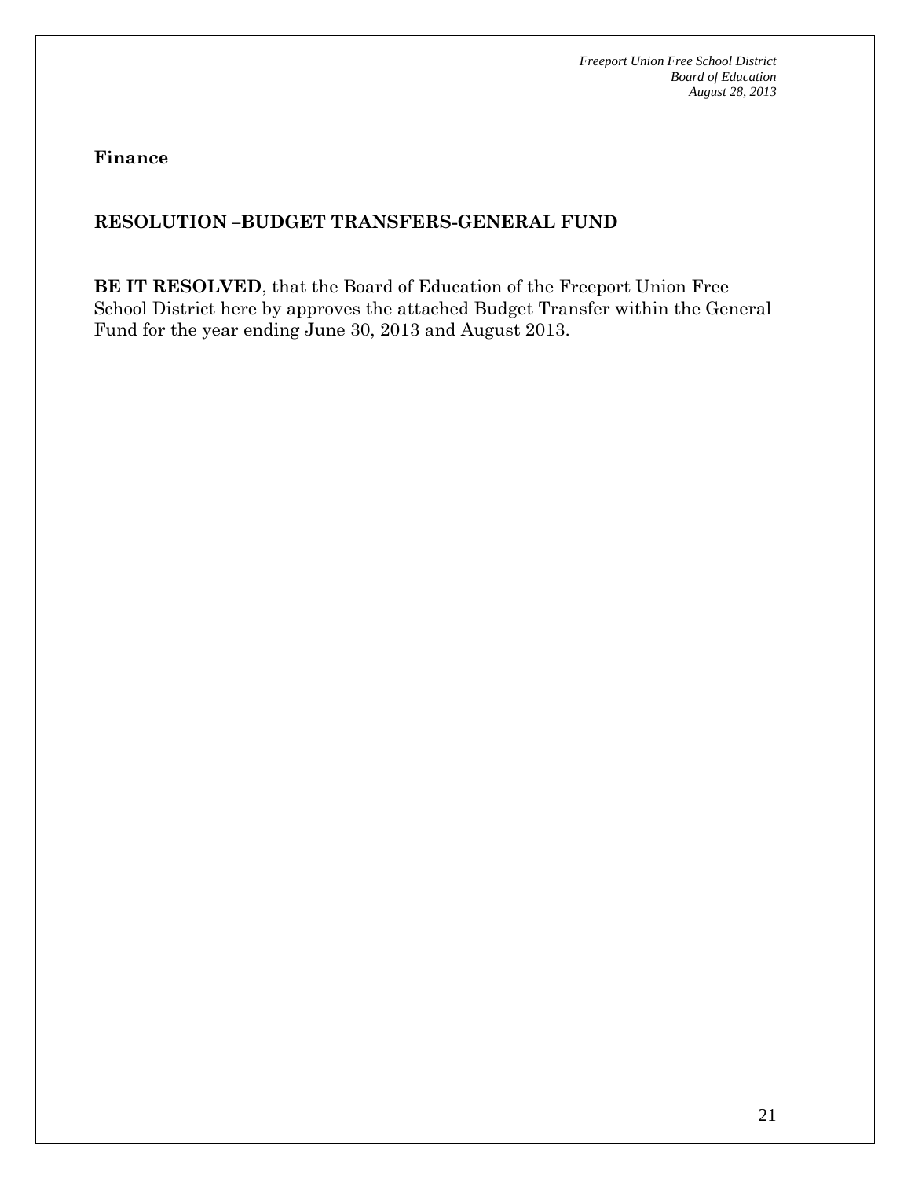**Finance**

**RESOLUTION –BUDGET TRANSFERS-GENERAL FUND**

**BE IT RESOLVED**, that the Board of Education of the Freeport Union Free School District here by approves the attached Budget Transfer within the General Fund for the year ending June 30, 2013 and August 2013.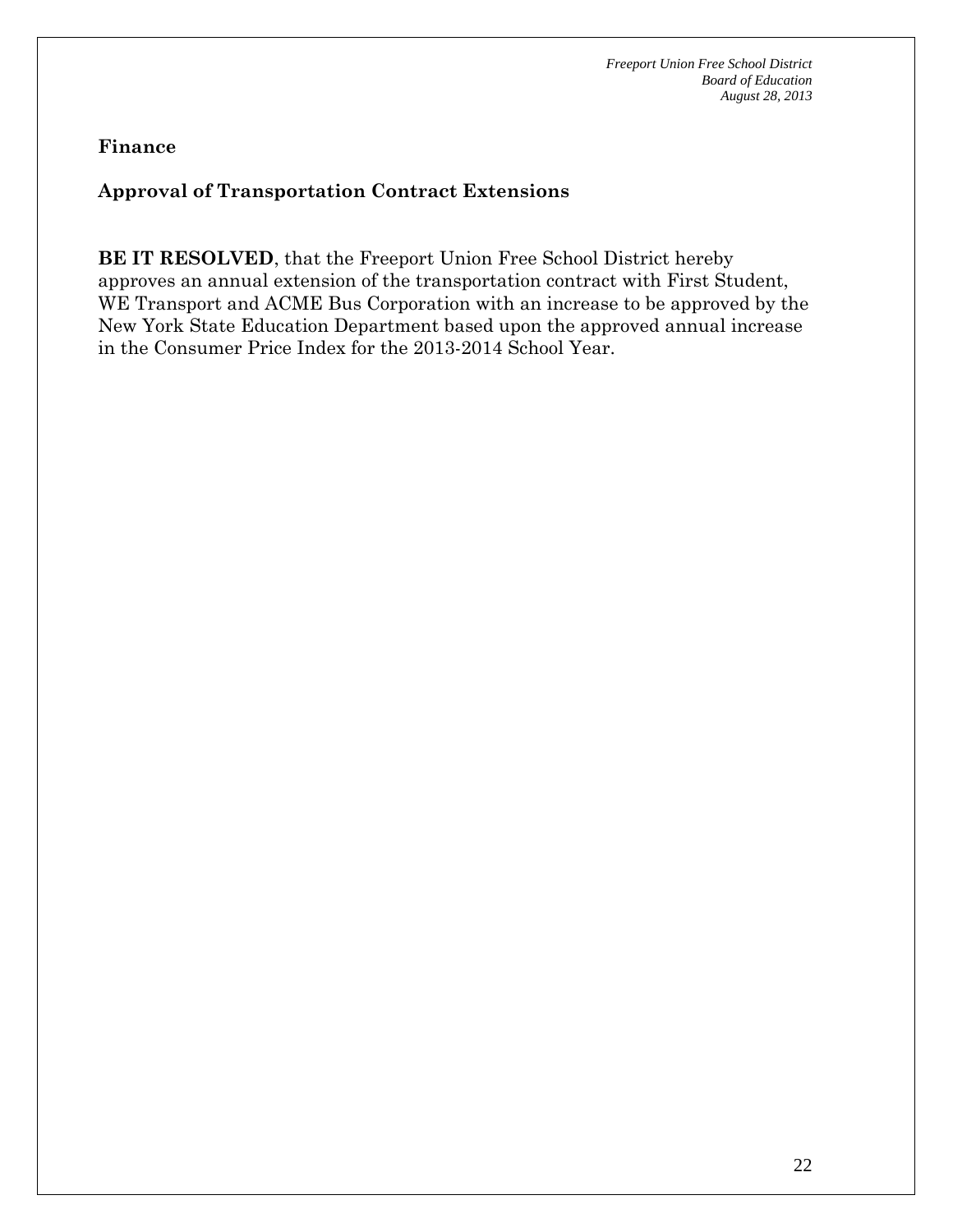## Finance

### Approval of Transportation Contract Extensions

**BE IT RESOLVED**, that the Freeport Union Free School District hereby approves an annual extension of the transportation contract with First Student, WE Transport and ACME Bus Corporation with an increase to be approved by the New York State Education Department based upon the approved annual increase in the Consumer Price Index for the 2013-2014 School Year.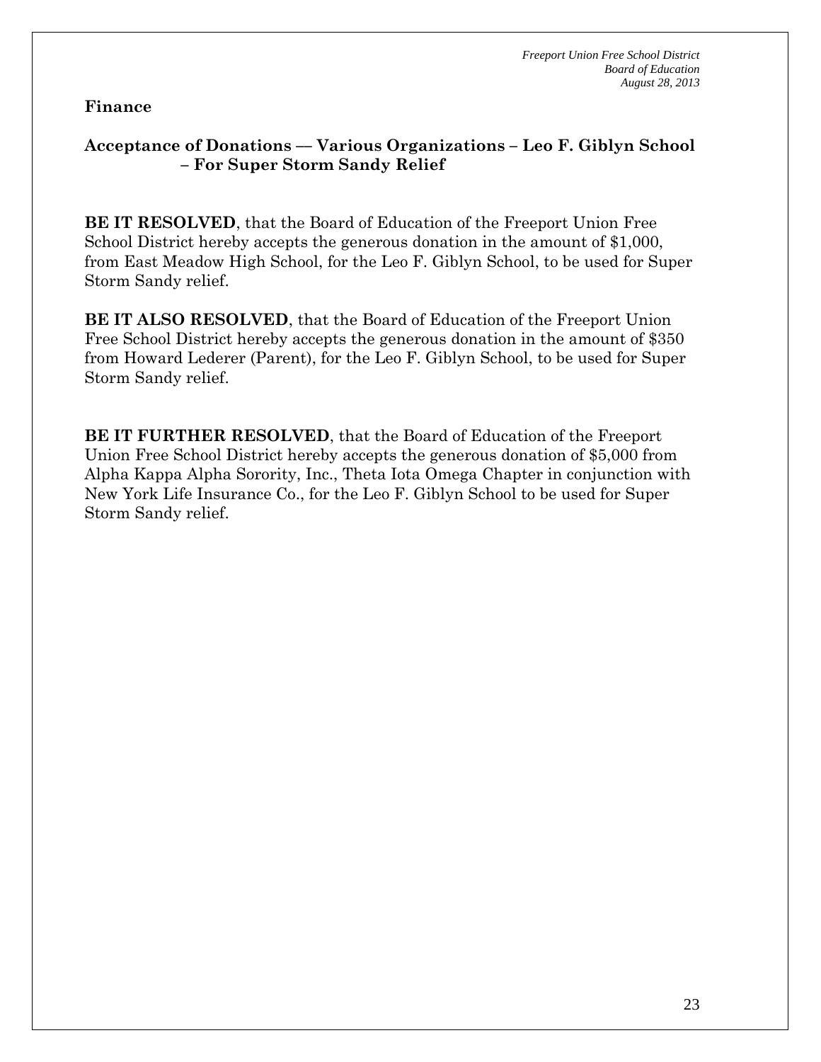**Finance**

**Acceptance of Donations — Various Organizations – Leo F. Giblyn School – For Super Storm Sandy Relief**

**BE IT RESOLVED**, that the Board of Education of the Freeport Union Free School District hereby accepts the generous donation in the amount of $1,000, from East Meadow High School, for the Leo F. Giblyn School, to be used for Super Storm Sandy relief.

**BE IT ALSO RESOLVED**, that the Board of Education of the Freeport Union Free School District hereby accepts the generous donation in the amount of $350 from Howard Lederer (Parent), for the Leo F. Giblyn School, to be used for Super Storm Sandy relief.

**BE IT FURTHER RESOLVED**, that the Board of Education of the Freeport Union Free School District hereby accepts the generous donation of $5,000 from Alpha Kappa Alpha Sorority, Inc., Theta Iota Omega Chapter in conjunction with New York Life Insurance Co., for the Leo F. Giblyn School to be used for Super Storm Sandy relief.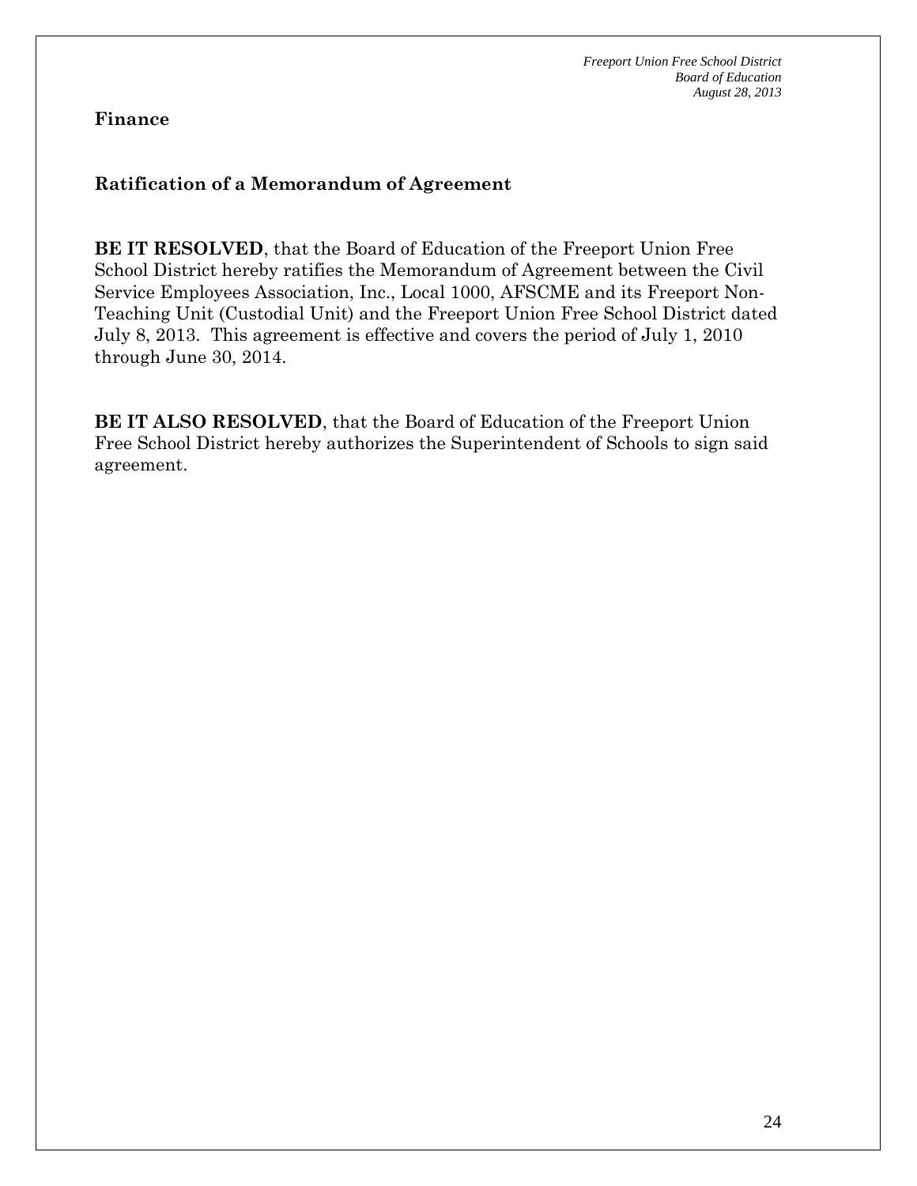**Finance**

**Ratification of a Memorandum of Agreement**

**BE IT RESOLVED**, that the Board of Education of the Freeport Union Free School District hereby ratifies the Memorandum of Agreement between the Civil Service Employees Association, Inc., Local 1000, AFSCME and its Freeport Non-Teaching Unit (Custodial Unit) and the Freeport Union Free School District dated July 8, 2013. This agreement is effective and covers the period of July 1, 2010 through June 30, 2014.

**BE IT ALSO RESOLVED**, that the Board of Education of the Freeport Union Free School District hereby authorizes the Superintendent of Schools to sign said agreement.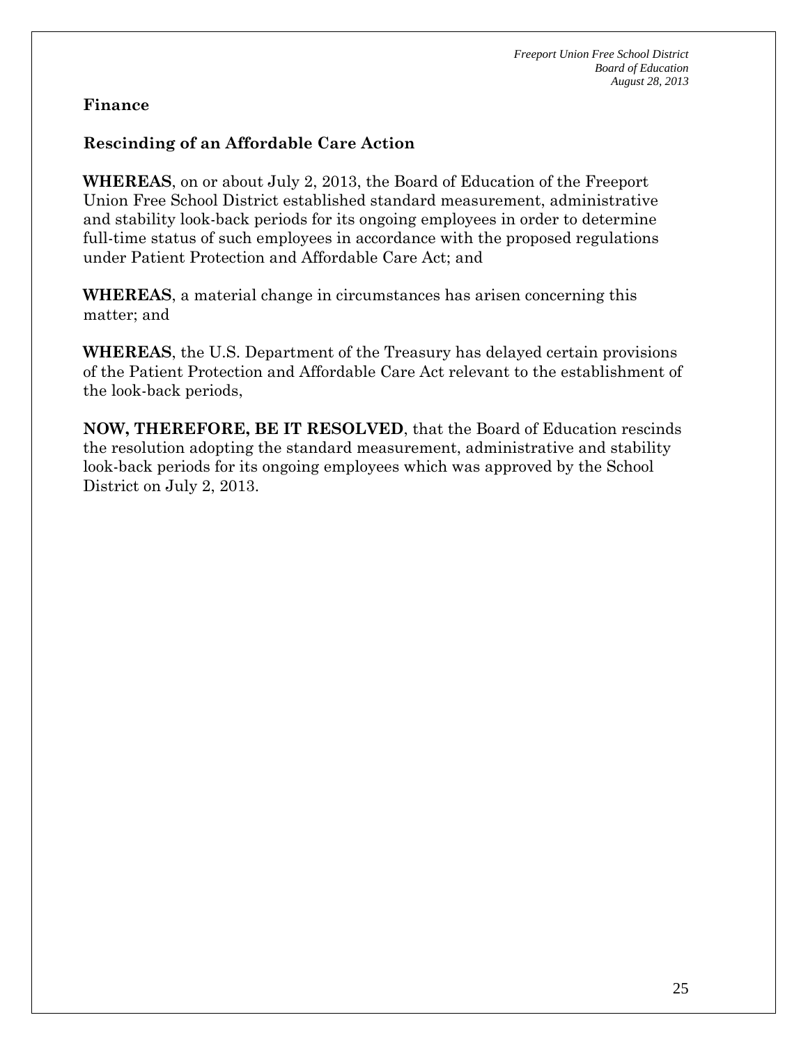**Finance**

**Rescinding of an Affordable Care Action**

**WHEREAS**, on or about July 2, 2013, the Board of Education of the Freeport Union Free School District established standard measurement, administrative and stability look-back periods for its ongoing employees in order to determine full-time status of such employees in accordance with the proposed regulations under Patient Protection and Affordable Care Act; and

**WHEREAS**, a material change in circumstances has arisen concerning this matter; and

**WHEREAS**, the U.S. Department of the Treasury has delayed certain provisions of the Patient Protection and Affordable Care Act relevant to the establishment of the look-back periods,

**NOW, THEREFORE, BE IT RESOLVED**, that the Board of Education rescinds the resolution adopting the standard measurement, administrative and stability look-back periods for its ongoing employees which was approved by the School District on July 2, 2013.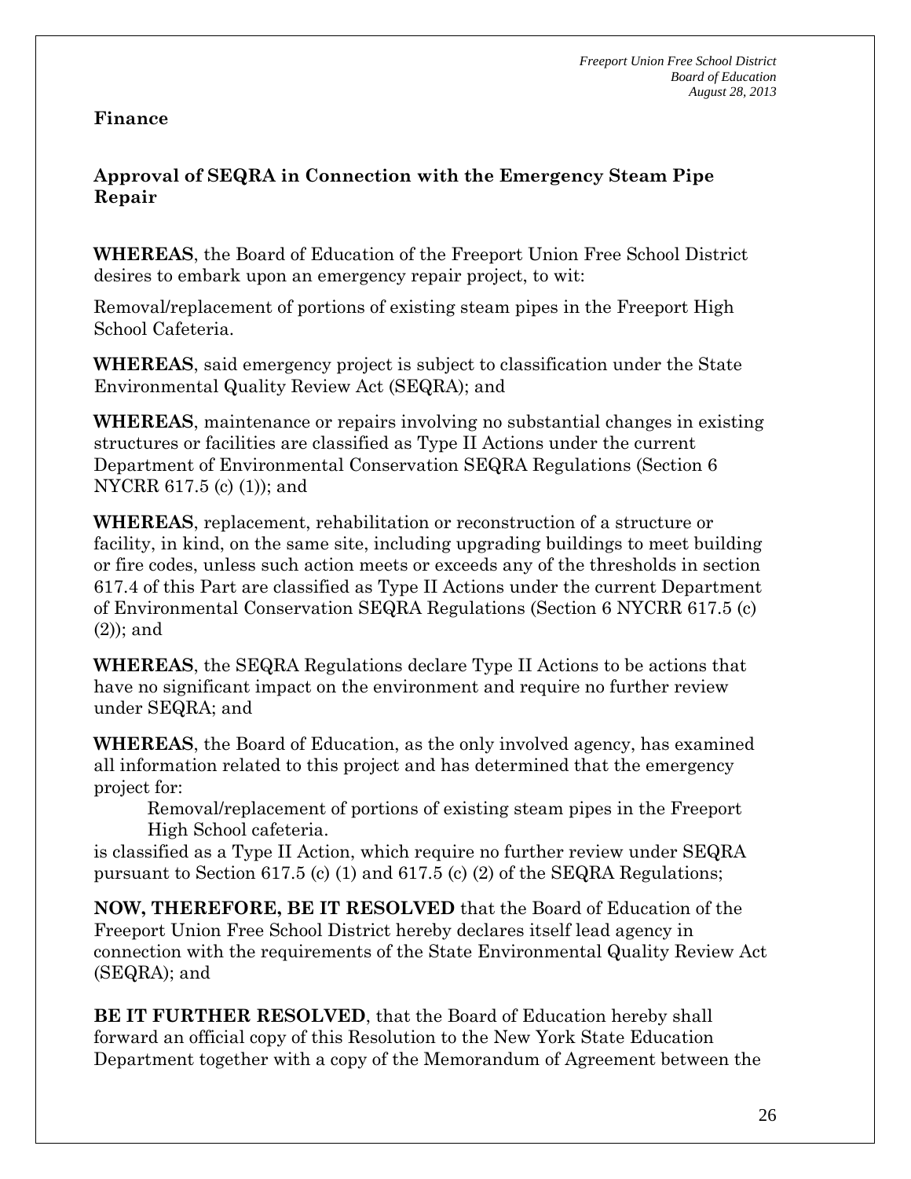**Finance**

## Approval of SEQRA in Connection with the Emergency Steam Pipe Repair

**WHEREAS**, the Board of Education of the Freeport Union Free School District desires to embark upon an emergency repair project, to wit:

Removal/replacement of portions of existing steam pipes in the Freeport High School Cafeteria.

**WHEREAS**, said emergency project is subject to classification under the State Environmental Quality Review Act (SEQRA); and

**WHEREAS**, maintenance or repairs involving no substantial changes in existing structures or facilities are classified as Type II Actions under the current Department of Environmental Conservation SEQRA Regulations (Section 6 NYCRR 617.5 (c) (1)); and

**WHEREAS**, replacement, rehabilitation or reconstruction of a structure or facility, in kind, on the same site, including upgrading buildings to meet building or fire codes, unless such action meets or exceeds any of the thresholds in section 617.4 of this Part are classified as Type II Actions under the current Department of Environmental Conservation SEQRA Regulations (Section 6 NYCRR 617.5 (c) (2)); and

**WHEREAS**, the SEQRA Regulations declare Type II Actions to be actions that have no significant impact on the environment and require no further review under SEQRA; and

**WHEREAS**, the Board of Education, as the only involved agency, has examined all information related to this project and has determined that the emergency project for:

Removal/replacement of portions of existing steam pipes in the Freeport High School cafeteria.

is classified as a Type II Action, which require no further review under SEQRA pursuant to Section 617.5 (c) (1) and 617.5 (c) (2) of the SEQRA Regulations;

**NOW, THEREFORE, BE IT RESOLVED** that the Board of Education of the Freeport Union Free School District hereby declares itself lead agency in connection with the requirements of the State Environmental Quality Review Act (SEQRA); and

**BE IT FURTHER RESOLVED**, that the Board of Education hereby shall forward an official copy of this Resolution to the New York State Education Department together with a copy of the Memorandum of Agreement between the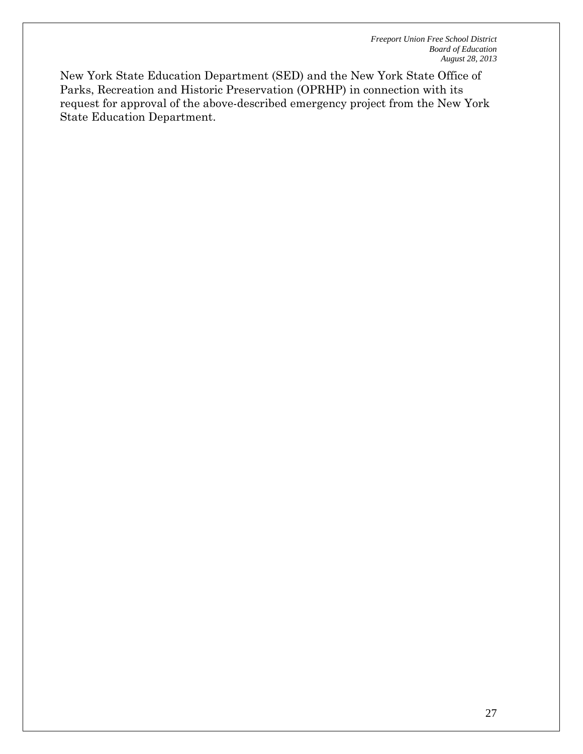New York State Education Department (SED) and the New York State Office of Parks, Recreation and Historic Preservation (OPRHP) in connection with its request for approval of the above-described emergency project from the New York State Education Department.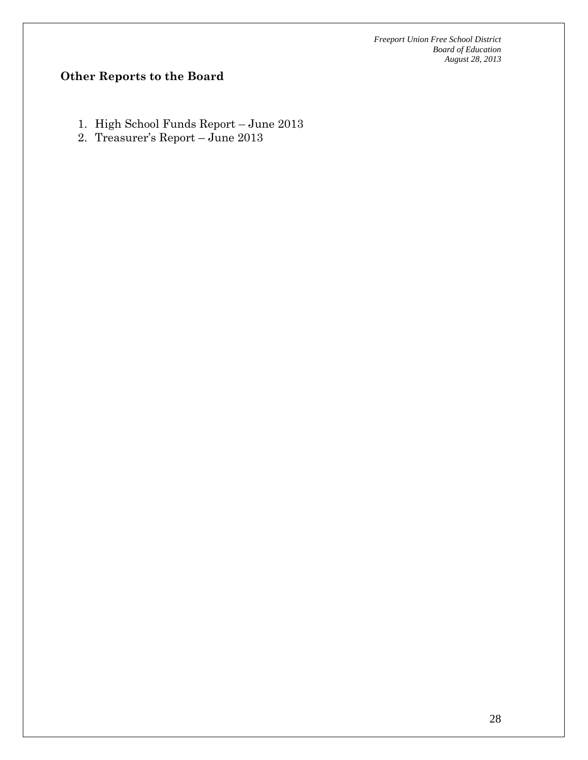## Other Reports to the Board

1. High School Funds Report – June 2013
2. Treasurer's Report – June 2013